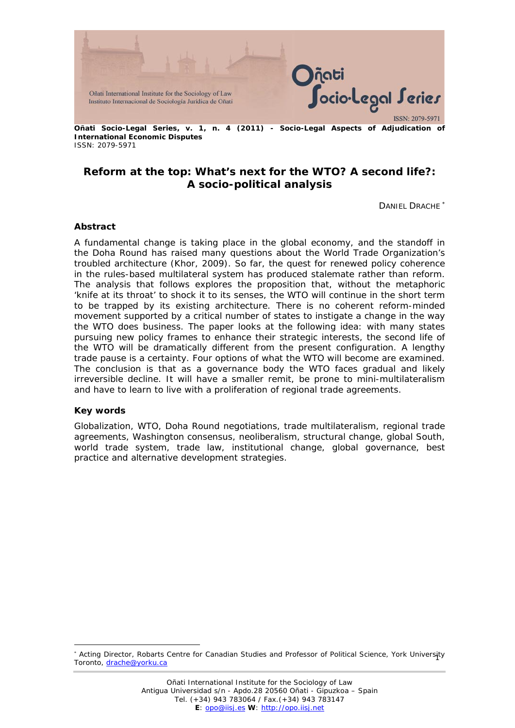**Oñati Socio-Legal Series, v. 1, n. 4 (2011) - Socio-Legal Aspects of Adjudication of International Economic Disputes**
ISSN: 2079-5971

# Reform at the top: What's next for the WTO? A second life?: A socio-political analysis

DANIEL DRACHE [*]

## Abstract

A fundamental change is taking place in the global economy, and the standoff in the Doha Round has raised many questions about the World Trade Organization's troubled architecture (Khor, 2009). So far, the quest for renewed policy coherence in the rules-based multilateral system has produced stalemate rather than reform. The analysis that follows explores the proposition that, without the metaphoric 'knife at its throat' to shock it to its senses, the WTO will continue in the short term to be trapped by its existing architecture. There is no coherent reform-minded movement supported by a critical number of states to instigate a change in the way the WTO does business. The paper looks at the following idea: with many states pursuing new policy frames to enhance their strategic interests, the second life of the WTO will be dramatically different from the present configuration. A lengthy trade pause is a certainty. Four options of what the WTO will become are examined. The conclusion is that as a governance body the WTO faces gradual and likely irreversible decline. It will have a smaller remit, be prone to mini-multilateralism and have to learn to live with a proliferation of regional trade agreements.

## Key words

Globalization, WTO, Doha Round negotiations, trade multilateralism, regional trade agreements, Washington consensus, neoliberalism, structural change, global South, world trade system, trade law, institutional change, global governance, best practice and alternative development strategies.

---

[*] Acting Director, Robarts Centre for Canadian Studies and Professor of Political Science, York University Toronto, drache@yorku.ca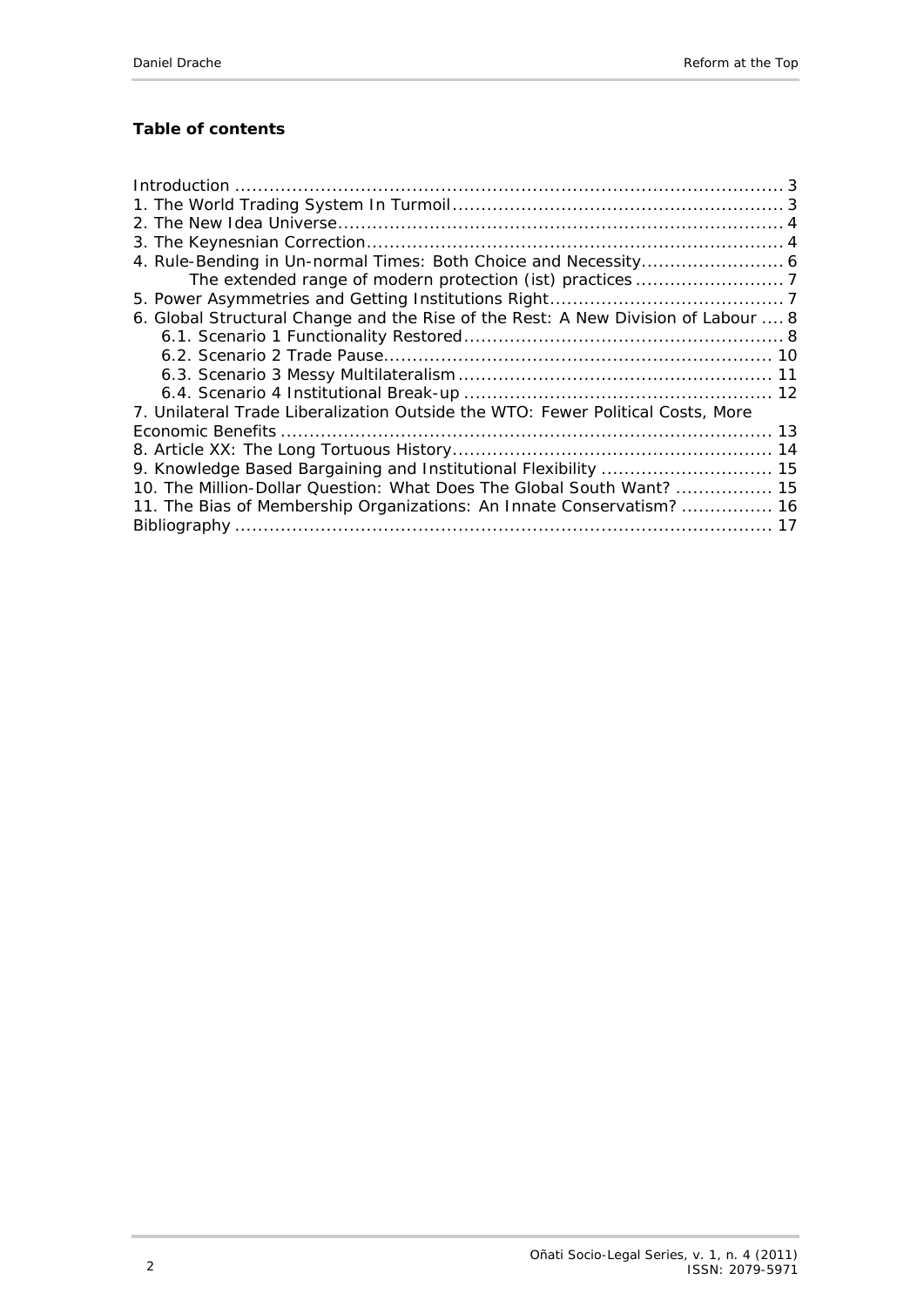**Table of contents**

Introduction ... 3
1. The World Trading System In Turmoil ... 3
2. The New Idea Universe ... 4
3. The Keynesnian Correction ... 4
4. Rule-Bending in Un-normal Times: Both Choice and Necessity ... 6
    The extended range of modern protection (ist) practices ... 7
5. Power Asymmetries and Getting Institutions Right ... 7
6. Global Structural Change and the Rise of the Rest: A New Division of Labour ... 8
    6.1. Scenario 1 Functionality Restored ... 8
    6.2. Scenario 2 Trade Pause ... 10
    6.3. Scenario 3 Messy Multilateralism ... 11
    6.4. Scenario 4 Institutional Break-up ... 12
7. Unilateral Trade Liberalization Outside the WTO: Fewer Political Costs, More Economic Benefits ... 13
8. Article XX: The Long Tortuous History ... 14
9. Knowledge Based Bargaining and Institutional Flexibility ... 15
10. The Million-Dollar Question: What Does The Global South Want? ... 15
11. The Bias of Membership Organizations: An Innate Conservatism? ... 16
Bibliography ... 17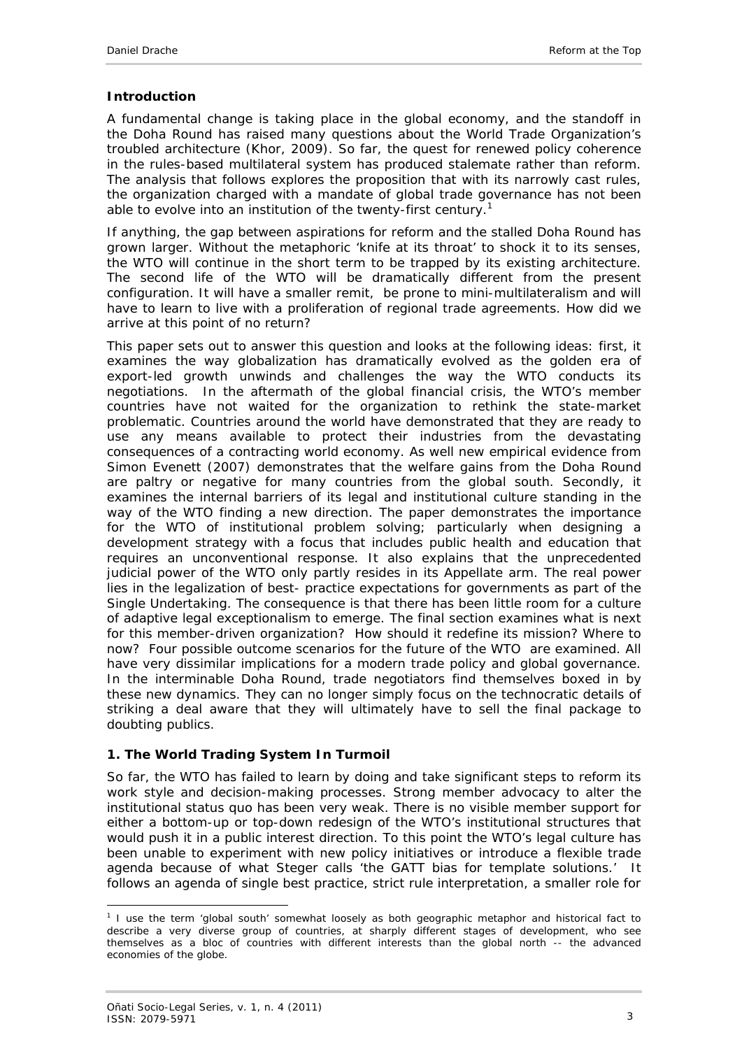## Introduction

A fundamental change is taking place in the global economy, and the standoff in the Doha Round has raised many questions about the World Trade Organization's troubled architecture (Khor, 2009). So far, the quest for renewed policy coherence in the rules-based multilateral system has produced stalemate rather than reform. The analysis that follows explores the proposition that with its narrowly cast rules, the organization charged with a mandate of global trade governance has not been able to evolve into an institution of the twenty-first century.[1]

If anything, the gap between aspirations for reform and the stalled Doha Round has grown larger. Without the metaphoric 'knife at its throat' to shock it to its senses, the WTO will continue in the short term to be trapped by its existing architecture. The second life of the WTO will be dramatically different from the present configuration. It will have a smaller remit, be prone to mini-multilateralism and will have to learn to live with a proliferation of regional trade agreements. How did we arrive at this point of no return?

This paper sets out to answer this question and looks at the following ideas: first, it examines the way globalization has dramatically evolved as the golden era of export-led growth unwinds and challenges the way the WTO conducts its negotiations. In the aftermath of the global financial crisis, the WTO's member countries have not waited for the organization to rethink the state-market problematic. Countries around the world have demonstrated that they are ready to use any means available to protect their industries from the devastating consequences of a contracting world economy. As well new empirical evidence from Simon Evenett (2007) demonstrates that the welfare gains from the Doha Round are paltry or negative for many countries from the global south. Secondly, it examines the internal barriers of its legal and institutional culture standing in the way of the WTO finding a new direction. The paper demonstrates the importance for the WTO of institutional problem solving; particularly when designing a development strategy with a focus that includes public health and education that requires an unconventional response. It also explains that the unprecedented judicial power of the WTO only partly resides in its Appellate arm. The real power lies in the legalization of best- practice expectations for governments as part of the Single Undertaking. The consequence is that there has been little room for a culture of adaptive legal exceptionalism to emerge. The final section examines what is next for this member-driven organization? How should it redefine its mission? Where to now? Four possible outcome scenarios for the future of the WTO are examined. All have very dissimilar implications for a modern trade policy and global governance. In the interminable Doha Round, trade negotiators find themselves boxed in by these new dynamics. They can no longer simply focus on the technocratic details of striking a deal aware that they will ultimately have to sell the final package to doubting publics.

## 1. The World Trading System In Turmoil

So far, the WTO has failed to learn by doing and take significant steps to reform its work style and decision-making processes. Strong member advocacy to alter the institutional status quo has been very weak. There is no visible member support for either a bottom-up or top-down redesign of the WTO's institutional structures that would push it in a public interest direction. To this point the WTO's legal culture has been unable to experiment with new policy initiatives or introduce a flexible trade agenda because of what Steger calls 'the GATT bias for template solutions.' It follows an agenda of single best practice, strict rule interpretation, a smaller role for

[1] I use the term 'global south' somewhat loosely as both geographic metaphor and historical fact to describe a very diverse group of countries, at sharply different stages of development, who see themselves as a bloc of countries with different interests than the global north -- the advanced economies of the globe.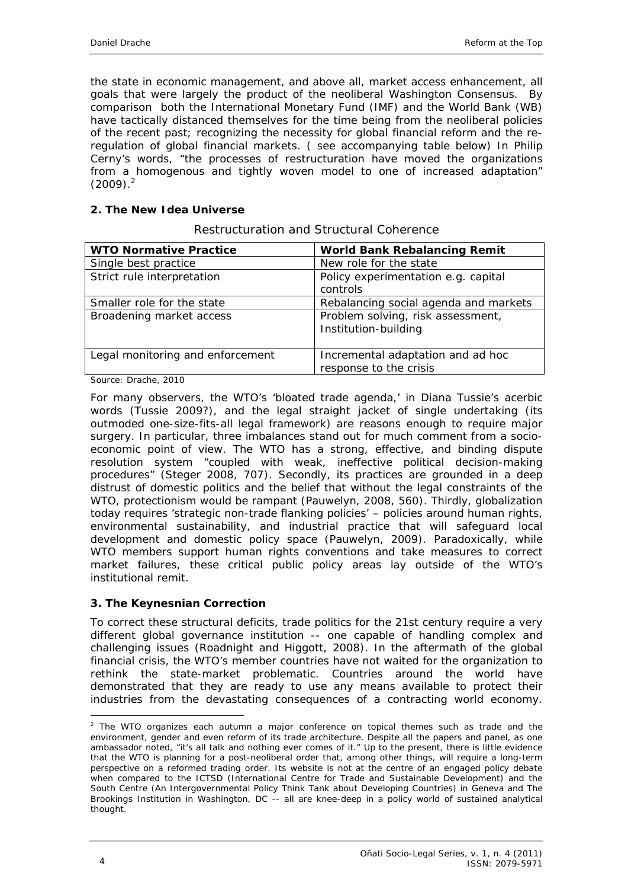the state in economic management, and above all, market access enhancement, all goals that were largely the product of the neoliberal Washington Consensus. By comparison both the International Monetary Fund (IMF) and the World Bank (WB) have tactically distanced themselves for the time being from the neoliberal policies of the recent past; recognizing the necessity for global financial reform and the re-regulation of global financial markets. ( see accompanying table below) In Philip Cerny's words, "the processes of restructuration have moved the organizations from a homogenous and tightly woven model to one of increased adaptation" (2009).[2]

## 2. The New Idea Universe

Restructuration and Structural Coherence

| WTO Normative Practice | World Bank Rebalancing Remit |
|---|---|
| Single best practice | New role for the state |
| Strict rule interpretation | Policy experimentation e.g. capital controls |
| Smaller role for the state | Rebalancing social agenda and markets |
| Broadening market access | Problem solving, risk assessment, Institution-building |
| Legal monitoring and enforcement | Incremental adaptation and ad hoc response to the crisis |

Source: Drache, 2010

For many observers, the WTO's 'bloated trade agenda,' in Diana Tussie's acerbic words (Tussie 2009?), and the legal straight jacket of single undertaking (its outmoded one-size-fits-all legal framework) are reasons enough to require major surgery. In particular, three imbalances stand out for much comment from a socio-economic point of view. The WTO has a strong, effective, and binding dispute resolution system "coupled with weak, ineffective political decision-making procedures" (Steger 2008, 707). Secondly, its practices are grounded in a deep distrust of domestic politics and the belief that without the legal constraints of the WTO, protectionism would be rampant (Pauwelyn, 2008, 560). Thirdly, globalization today requires 'strategic non-trade flanking policies' – policies around human rights, environmental sustainability, and industrial practice that will safeguard local development and domestic policy space (Pauwelyn, 2009). Paradoxically, while WTO members support human rights conventions and take measures to correct market failures, these critical public policy areas lay outside of the WTO's institutional remit.

## 3. The Keynesnian Correction

To correct these structural deficits, trade politics for the 21st century require a very different global governance institution -- one capable of handling complex and challenging issues (Roadnight and Higgott, 2008). In the aftermath of the global financial crisis, the WTO's member countries have not waited for the organization to rethink the state-market problematic. Countries around the world have demonstrated that they are ready to use any means available to protect their industries from the devastating consequences of a contracting world economy.

[2] The WTO organizes each autumn a major conference on topical themes such as trade and the environment, gender and even reform of its trade architecture. Despite all the papers and panel, as one ambassador noted, "it's all talk and nothing ever comes of it." Up to the present, there is little evidence that the WTO is planning for a post-neoliberal order that, among other things, will require a long-term perspective on a reformed trading order. Its website is not at the centre of an engaged policy debate when compared to the ICTSD (International Centre for Trade and Sustainable Development) and the South Centre (An Intergovernmental Policy Think Tank about Developing Countries) in Geneva and The Brookings Institution in Washington, DC -- all are knee-deep in a policy world of sustained analytical thought.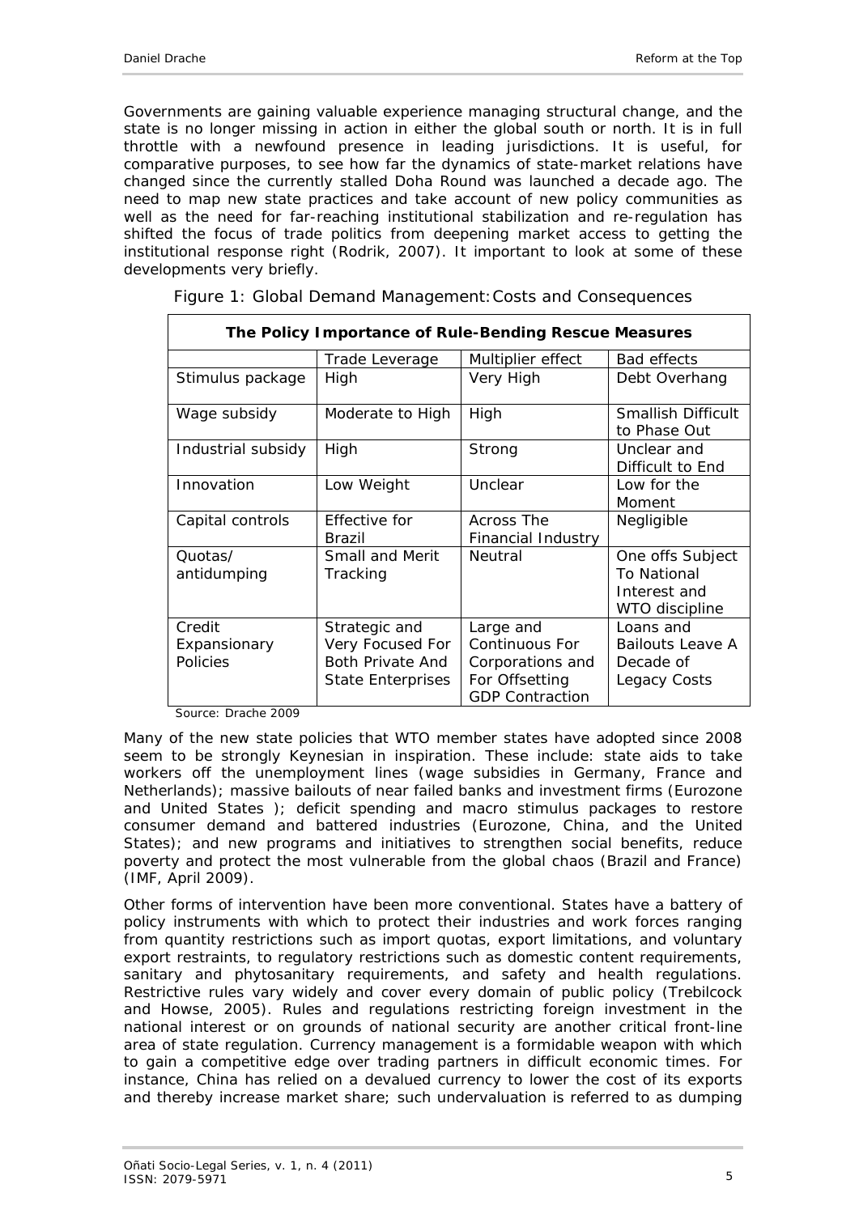Governments are gaining valuable experience managing structural change, and the state is no longer missing in action in either the global south or north. It is in full throttle with a newfound presence in leading jurisdictions. It is useful, for comparative purposes, to see how far the dynamics of state-market relations have changed since the currently stalled Doha Round was launched a decade ago. The need to map new state practices and take account of new policy communities as well as the need for far-reaching institutional stabilization and re-regulation has shifted the focus of trade politics from deepening market access to getting the institutional response right (Rodrik, 2007). It important to look at some of these developments very briefly.

Figure 1: Global Demand Management: Costs and Consequences

| **The Policy Importance of Rule-Bending Rescue Measures** | | | |
|---|---|---|---|
| | Trade Leverage | Multiplier effect | Bad effects |
| Stimulus package | High | Very High | Debt Overhang |
| Wage subsidy | Moderate to High | High | Smallish Difficult to Phase Out |
| Industrial subsidy | High | Strong | Unclear and Difficult to End |
| Innovation | Low Weight | Unclear | Low for the Moment |
| Capital controls | Effective for Brazil | Across The Financial Industry | Negligible |
| Quotas/ antidumping | Small and Merit Tracking | Neutral | One offs Subject To National Interest and WTO discipline |
| Credit Expansionary Policies | Strategic and Very Focused For Both Private And State Enterprises | Large and Continuous For Corporations and For Offsetting GDP Contraction | Loans and Bailouts Leave A Decade of Legacy Costs |

Source: Drache 2009

Many of the new state policies that WTO member states have adopted since 2008 seem to be strongly Keynesian in inspiration. These include: state aids to take workers off the unemployment lines (wage subsidies in Germany, France and Netherlands); massive bailouts of near failed banks and investment firms (Eurozone and United States ); deficit spending and macro stimulus packages to restore consumer demand and battered industries (Eurozone, China, and the United States); and new programs and initiatives to strengthen social benefits, reduce poverty and protect the most vulnerable from the global chaos (Brazil and France) (IMF, April 2009).

Other forms of intervention have been more conventional. States have a battery of policy instruments with which to protect their industries and work forces ranging from quantity restrictions such as import quotas, export limitations, and voluntary export restraints, to regulatory restrictions such as domestic content requirements, sanitary and phytosanitary requirements, and safety and health regulations. Restrictive rules vary widely and cover every domain of public policy (Trebilcock and Howse, 2005). Rules and regulations restricting foreign investment in the national interest or on grounds of national security are another critical front-line area of state regulation. Currency management is a formidable weapon with which to gain a competitive edge over trading partners in difficult economic times. For instance, China has relied on a devalued currency to lower the cost of its exports and thereby increase market share; such undervaluation is referred to as dumping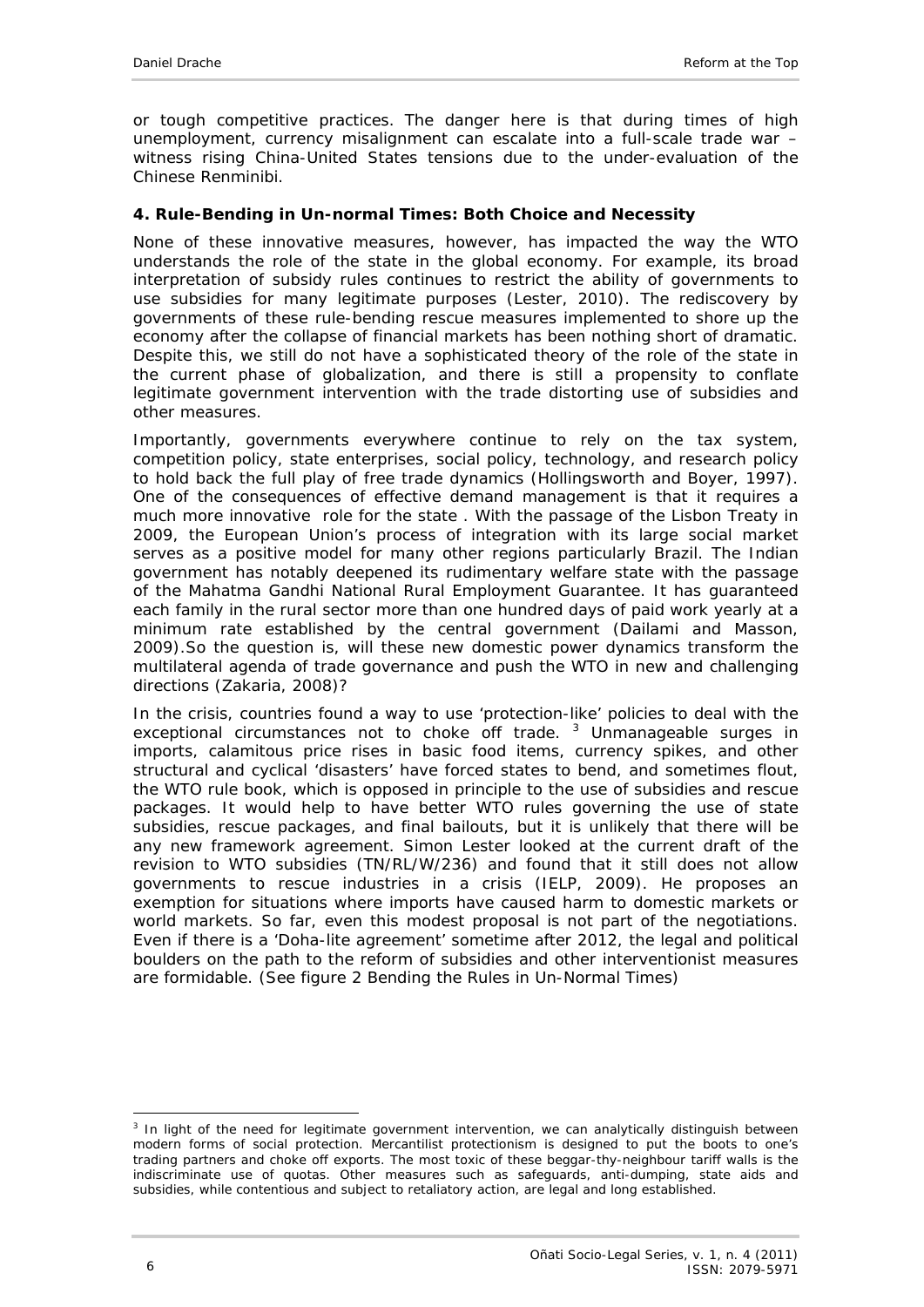or tough competitive practices. The danger here is that during times of high unemployment, currency misalignment can escalate into a full-scale trade war – witness rising China-United States tensions due to the under-evaluation of the Chinese Renminibi.

### 4. Rule-Bending in Un-normal Times: Both Choice and Necessity

None of these innovative measures, however, has impacted the way the WTO understands the role of the state in the global economy. For example, its broad interpretation of subsidy rules continues to restrict the ability of governments to use subsidies for many legitimate purposes (Lester, 2010). The rediscovery by governments of these rule-bending rescue measures implemented to shore up the economy after the collapse of financial markets has been nothing short of dramatic. Despite this, we still do not have a sophisticated theory of the role of the state in the current phase of globalization, and there is still a propensity to conflate legitimate government intervention with the trade distorting use of subsidies and other measures.

Importantly, governments everywhere continue to rely on the tax system, competition policy, state enterprises, social policy, technology, and research policy to hold back the full play of free trade dynamics (Hollingsworth and Boyer, 1997). One of the consequences of effective demand management is that it requires a much more innovative role for the state . With the passage of the Lisbon Treaty in 2009, the European Union's process of integration with its large social market serves as a positive model for many other regions particularly Brazil. The Indian government has notably deepened its rudimentary welfare state with the passage of the Mahatma Gandhi National Rural Employment Guarantee. It has guaranteed each family in the rural sector more than one hundred days of paid work yearly at a minimum rate established by the central government (Dailami and Masson, 2009).So the question is, will these new domestic power dynamics transform the multilateral agenda of trade governance and push the WTO in new and challenging directions (Zakaria, 2008)?

In the crisis, countries found a way to use 'protection-like' policies to deal with the exceptional circumstances not to choke off trade. [3] Unmanageable surges in imports, calamitous price rises in basic food items, currency spikes, and other structural and cyclical 'disasters' have forced states to bend, and sometimes flout, the WTO rule book, which is opposed in principle to the use of subsidies and rescue packages. It would help to have better WTO rules governing the use of state subsidies, rescue packages, and final bailouts, but it is unlikely that there will be any new framework agreement. Simon Lester looked at the current draft of the revision to WTO subsidies (TN/RL/W/236) and found that it still does not allow governments to rescue industries in a crisis (IELP, 2009). He proposes an exemption for situations where imports have caused harm to domestic markets or world markets. So far, even this modest proposal is not part of the negotiations. Even if there is a 'Doha-lite agreement' sometime after 2012, the legal and political boulders on the path to the reform of subsidies and other interventionist measures are formidable. (See figure 2 Bending the Rules in Un-Normal Times)

---

[3] In light of the need for legitimate government intervention, we can analytically distinguish between modern forms of social protection. Mercantilist protectionism is designed to put the boots to one's trading partners and choke off exports. The most toxic of these beggar-thy-neighbour tariff walls is the indiscriminate use of quotas. Other measures such as safeguards, anti-dumping, state aids and subsidies, while contentious and subject to retaliatory action, are legal and long established.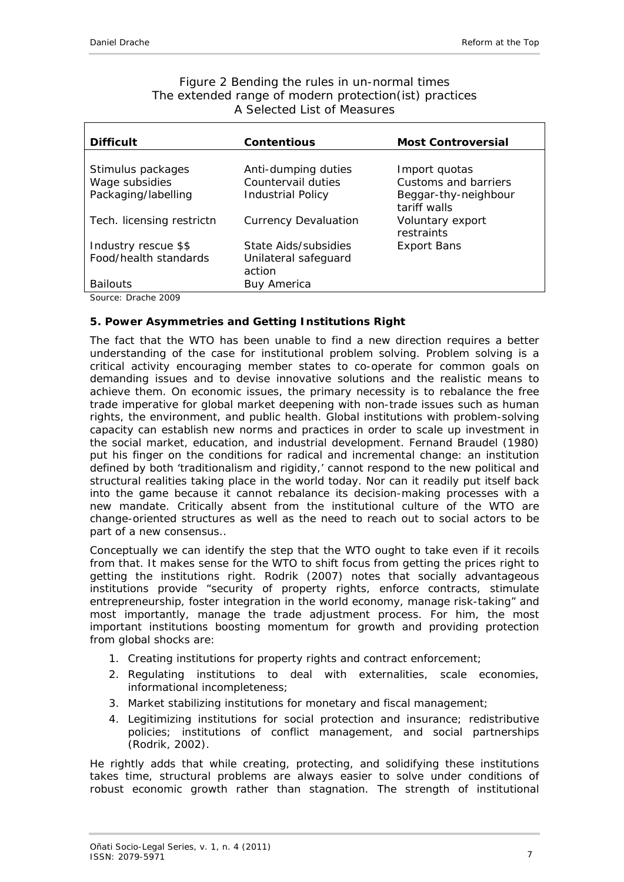Figure 2 Bending the rules in un-normal times
The extended range of modern protection(ist) practices
A Selected List of Measures

| **Difficult** | **Contentious** | **Most Controversial** |
|---|---|---|
| Stimulus packages | Anti-dumping duties | Import quotas |
| Wage subsidies | Countervail duties | Customs and barriers |
| Packaging/labelling | Industrial Policy | Beggar-thy-neighbour tariff walls |
| Tech. licensing restrictn | Currency Devaluation | Voluntary export restraints |
| Industry rescue $$ | State Aids/subsidies | Export Bans |
| Food/health standards | Unilateral safeguard action | |
| Bailouts | Buy America | |

Source: Drache 2009

## 5. Power Asymmetries and Getting Institutions Right

The fact that the WTO has been unable to find a new direction requires a better understanding of the case for institutional problem solving. Problem solving is a critical activity encouraging member states to co-operate for common goals on demanding issues and to devise innovative solutions and the realistic means to achieve them. On economic issues, the primary necessity is to rebalance the free trade imperative for global market deepening with non-trade issues such as human rights, the environment, and public health. Global institutions with problem-solving capacity can establish new norms and practices in order to scale up investment in the social market, education, and industrial development. Fernand Braudel (1980) put his finger on the conditions for radical and incremental change: an institution defined by both 'traditionalism and rigidity,' cannot respond to the new political and structural realities taking place in the world today. Nor can it readily put itself back into the game because it cannot rebalance its decision-making processes with a new mandate. Critically absent from the institutional culture of the WTO are change-oriented structures as well as the need to reach out to social actors to be part of a new consensus..

Conceptually we can identify the step that the WTO ought to take even if it recoils from that. It makes sense for the WTO to shift focus from getting the prices right to getting the institutions right. Rodrik (2007) notes that socially advantageous institutions provide "security of property rights, enforce contracts, stimulate entrepreneurship, foster integration in the world economy, manage risk-taking" and most importantly, manage the trade adjustment process. For him, the most important institutions boosting momentum for growth and providing protection from global shocks are:

1. Creating institutions for property rights and contract enforcement;
2. Regulating institutions to deal with externalities, scale economies, informational incompleteness;
3. Market stabilizing institutions for monetary and fiscal management;
4. Legitimizing institutions for social protection and insurance; redistributive policies; institutions of conflict management, and social partnerships (Rodrik, 2002).

He rightly adds that while creating, protecting, and solidifying these institutions takes time, structural problems are always easier to solve under conditions of robust economic growth rather than stagnation. The strength of institutional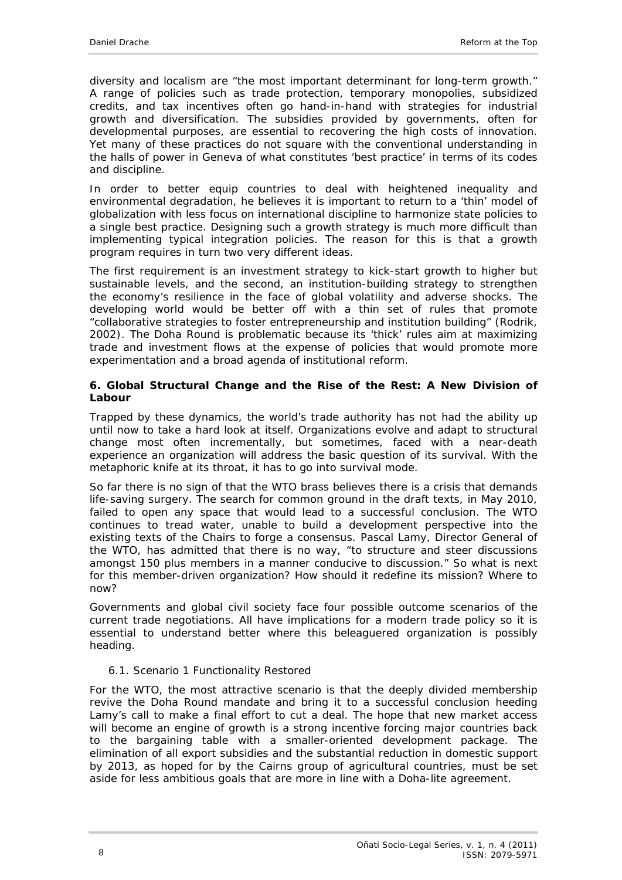diversity and localism are "the most important determinant for long-term growth." A range of policies such as trade protection, temporary monopolies, subsidized credits, and tax incentives often go hand-in-hand with strategies for industrial growth and diversification. The subsidies provided by governments, often for developmental purposes, are essential to recovering the high costs of innovation. Yet many of these practices do not square with the conventional understanding in the halls of power in Geneva of what constitutes 'best practice' in terms of its codes and discipline.

In order to better equip countries to deal with heightened inequality and environmental degradation, he believes it is important to return to a 'thin' model of globalization with less focus on international discipline to harmonize state policies to a single best practice. Designing such a growth strategy is much more difficult than implementing typical integration policies. The reason for this is that a growth program requires in turn two very different ideas.

The first requirement is an investment strategy to kick-start growth to higher but sustainable levels, and the second, an institution-building strategy to strengthen the economy's resilience in the face of global volatility and adverse shocks. The developing world would be better off with a thin set of rules that promote "collaborative strategies to foster entrepreneurship and institution building" (Rodrik, 2002). The Doha Round is problematic because its 'thick' rules aim at maximizing trade and investment flows at the expense of policies that would promote more experimentation and a broad agenda of institutional reform.

## 6. Global Structural Change and the Rise of the Rest: A New Division of Labour

Trapped by these dynamics, the world's trade authority has not had the ability up until now to take a hard look at itself. Organizations evolve and adapt to structural change most often incrementally, but sometimes, faced with a near-death experience an organization will address the basic question of its survival. With the metaphoric knife at its throat, it has to go into survival mode.

So far there is no sign of that the WTO brass believes there is a crisis that demands life-saving surgery. The search for common ground in the draft texts, in May 2010, failed to open any space that would lead to a successful conclusion. The WTO continues to tread water, unable to build a development perspective into the existing texts of the Chairs to forge a consensus. Pascal Lamy, Director General of the WTO, has admitted that there is no way, "to structure and steer discussions amongst 150 plus members in a manner conducive to discussion." So what is next for this member-driven organization? How should it redefine its mission? Where to now?

Governments and global civil society face four possible outcome scenarios of the current trade negotiations. All have implications for a modern trade policy so it is essential to understand better where this beleaguered organization is possibly heading.

### 6.1. Scenario 1 Functionality Restored

For the WTO, the most attractive scenario is that the deeply divided membership revive the Doha Round mandate and bring it to a successful conclusion heeding Lamy's call to make a final effort to cut a deal. The hope that new market access will become an engine of growth is a strong incentive forcing major countries back to the bargaining table with a smaller-oriented development package. The elimination of all export subsidies and the substantial reduction in domestic support by 2013, as hoped for by the Cairns group of agricultural countries, must be set aside for less ambitious goals that are more in line with a Doha-lite agreement.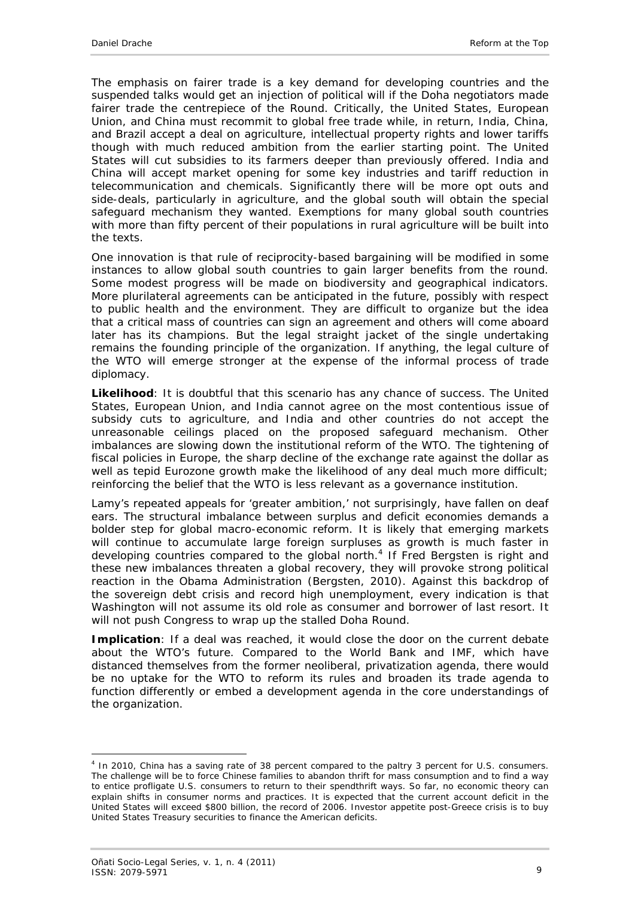The emphasis on fairer trade is a key demand for developing countries and the suspended talks would get an injection of political will if the Doha negotiators made fairer trade the centrepiece of the Round. Critically, the United States, European Union, and China must recommit to global free trade while, in return, India, China, and Brazil accept a deal on agriculture, intellectual property rights and lower tariffs though with much reduced ambition from the earlier starting point. The United States will cut subsidies to its farmers deeper than previously offered. India and China will accept market opening for some key industries and tariff reduction in telecommunication and chemicals. Significantly there will be more opt outs and side-deals, particularly in agriculture, and the global south will obtain the special safeguard mechanism they wanted. Exemptions for many global south countries with more than fifty percent of their populations in rural agriculture will be built into the texts.

One innovation is that rule of reciprocity-based bargaining will be modified in some instances to allow global south countries to gain larger benefits from the round. Some modest progress will be made on biodiversity and geographical indicators. More plurilateral agreements can be anticipated in the future, possibly with respect to public health and the environment. They are difficult to organize but the idea that a critical mass of countries can sign an agreement and others will come aboard later has its champions. But the legal straight jacket of the single undertaking remains the founding principle of the organization. If anything, the legal culture of the WTO will emerge stronger at the expense of the informal process of trade diplomacy.

**Likelihood**: It is doubtful that this scenario has any chance of success. The United States, European Union, and India cannot agree on the most contentious issue of subsidy cuts to agriculture, and India and other countries do not accept the unreasonable ceilings placed on the proposed safeguard mechanism. Other imbalances are slowing down the institutional reform of the WTO. The tightening of fiscal policies in Europe, the sharp decline of the exchange rate against the dollar as well as tepid Eurozone growth make the likelihood of any deal much more difficult; reinforcing the belief that the WTO is less relevant as a governance institution.

Lamy's repeated appeals for 'greater ambition,' not surprisingly, have fallen on deaf ears. The structural imbalance between surplus and deficit economies demands a bolder step for global macro-economic reform. It is likely that emerging markets will continue to accumulate large foreign surpluses as growth is much faster in developing countries compared to the global north.[4] If Fred Bergsten is right and these new imbalances threaten a global recovery, they will provoke strong political reaction in the Obama Administration (Bergsten, 2010). Against this backdrop of the sovereign debt crisis and record high unemployment, every indication is that Washington will not assume its old role as consumer and borrower of last resort. It will not push Congress to wrap up the stalled Doha Round.

**Implication**: If a deal was reached, it would close the door on the current debate about the WTO's future. Compared to the World Bank and IMF, which have distanced themselves from the former neoliberal, privatization agenda, there would be no uptake for the WTO to reform its rules and broaden its trade agenda to function differently or embed a development agenda in the core understandings of the organization.

---

[4] In 2010, China has a saving rate of 38 percent compared to the paltry 3 percent for U.S. consumers. The challenge will be to force Chinese families to abandon thrift for mass consumption and to find a way to entice profligate U.S. consumers to return to their spendthrift ways. So far, no economic theory can explain shifts in consumer norms and practices. It is expected that the current account deficit in the United States will exceed $800 billion, the record of 2006. Investor appetite post-Greece crisis is to buy United States Treasury securities to finance the American deficits.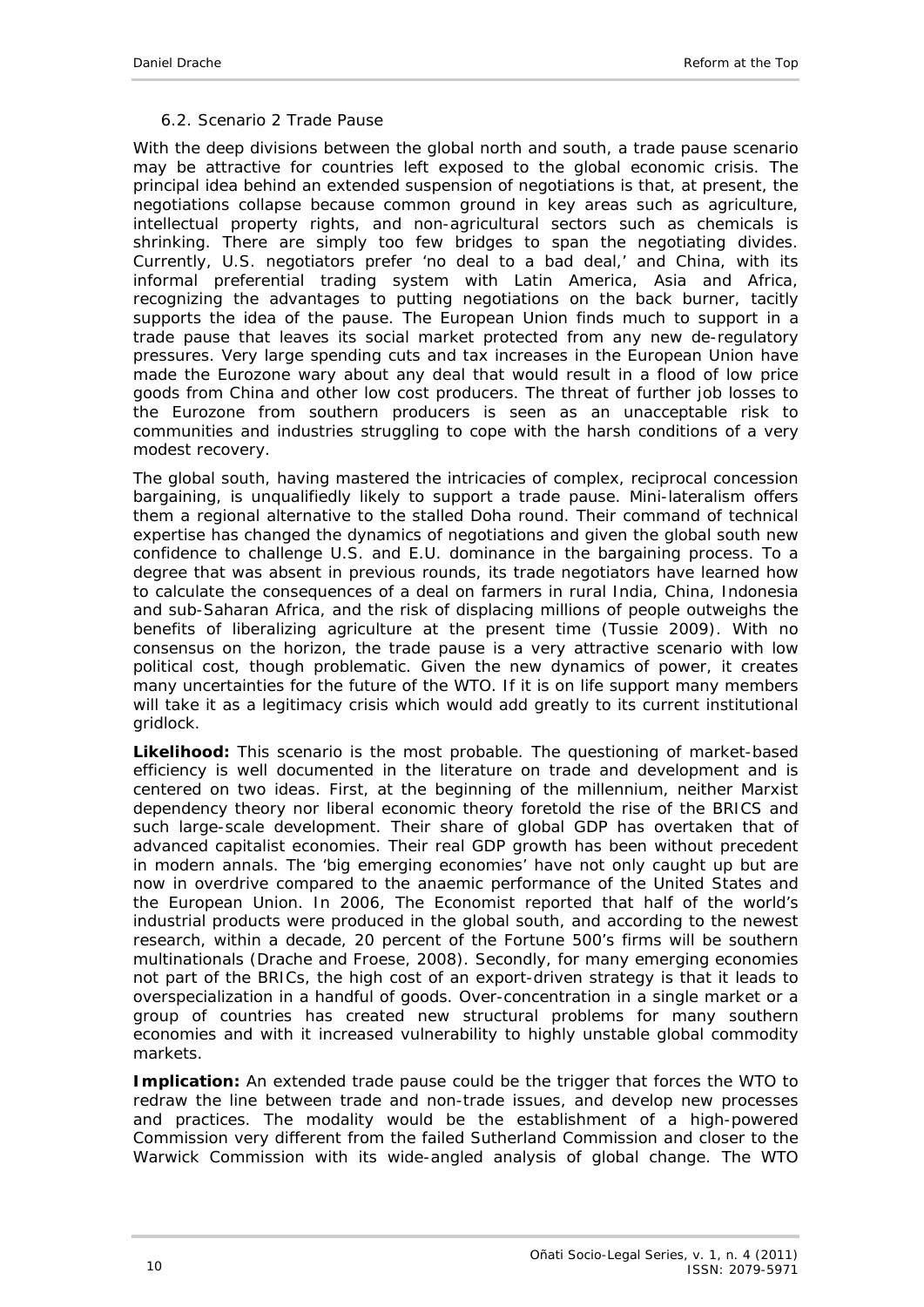### 6.2. Scenario 2 Trade Pause

With the deep divisions between the global north and south, a trade pause scenario may be attractive for countries left exposed to the global economic crisis. The principal idea behind an extended suspension of negotiations is that, at present, the negotiations collapse because common ground in key areas such as agriculture, intellectual property rights, and non-agricultural sectors such as chemicals is shrinking. There are simply too few bridges to span the negotiating divides. Currently, U.S. negotiators prefer 'no deal to a bad deal,' and China, with its informal preferential trading system with Latin America, Asia and Africa, recognizing the advantages to putting negotiations on the back burner, tacitly supports the idea of the pause. The European Union finds much to support in a trade pause that leaves its social market protected from any new de-regulatory pressures. Very large spending cuts and tax increases in the European Union have made the Eurozone wary about any deal that would result in a flood of low price goods from China and other low cost producers. The threat of further job losses to the Eurozone from southern producers is seen as an unacceptable risk to communities and industries struggling to cope with the harsh conditions of a very modest recovery.

The global south, having mastered the intricacies of complex, reciprocal concession bargaining, is unqualifiedly likely to support a trade pause. Mini-lateralism offers them a regional alternative to the stalled Doha round. Their command of technical expertise has changed the dynamics of negotiations and given the global south new confidence to challenge U.S. and E.U. dominance in the bargaining process. To a degree that was absent in previous rounds, its trade negotiators have learned how to calculate the consequences of a deal on farmers in rural India, China, Indonesia and sub-Saharan Africa, and the risk of displacing millions of people outweighs the benefits of liberalizing agriculture at the present time (Tussie 2009). With no consensus on the horizon, the trade pause is a very attractive scenario with low political cost, though problematic. Given the new dynamics of power, it creates many uncertainties for the future of the WTO. If it is on life support many members will take it as a legitimacy crisis which would add greatly to its current institutional gridlock.

**Likelihood:** This scenario is the most probable. The questioning of market-based efficiency is well documented in the literature on trade and development and is centered on two ideas. First, at the beginning of the millennium, neither Marxist dependency theory nor liberal economic theory foretold the rise of the BRICS and such large-scale development. Their share of global GDP has overtaken that of advanced capitalist economies. Their real GDP growth has been without precedent in modern annals. The 'big emerging economies' have not only caught up but are now in overdrive compared to the anaemic performance of the United States and the European Union. In 2006, The Economist reported that half of the world's industrial products were produced in the global south, and according to the newest research, within a decade, 20 percent of the Fortune 500's firms will be southern multinationals (Drache and Froese, 2008). Secondly, for many emerging economies not part of the BRICs, the high cost of an export-driven strategy is that it leads to overspecialization in a handful of goods. Over-concentration in a single market or a group of countries has created new structural problems for many southern economies and with it increased vulnerability to highly unstable global commodity markets.

**Implication:** An extended trade pause could be the trigger that forces the WTO to redraw the line between trade and non-trade issues, and develop new processes and practices. The modality would be the establishment of a high-powered Commission very different from the failed Sutherland Commission and closer to the Warwick Commission with its wide-angled analysis of global change. The WTO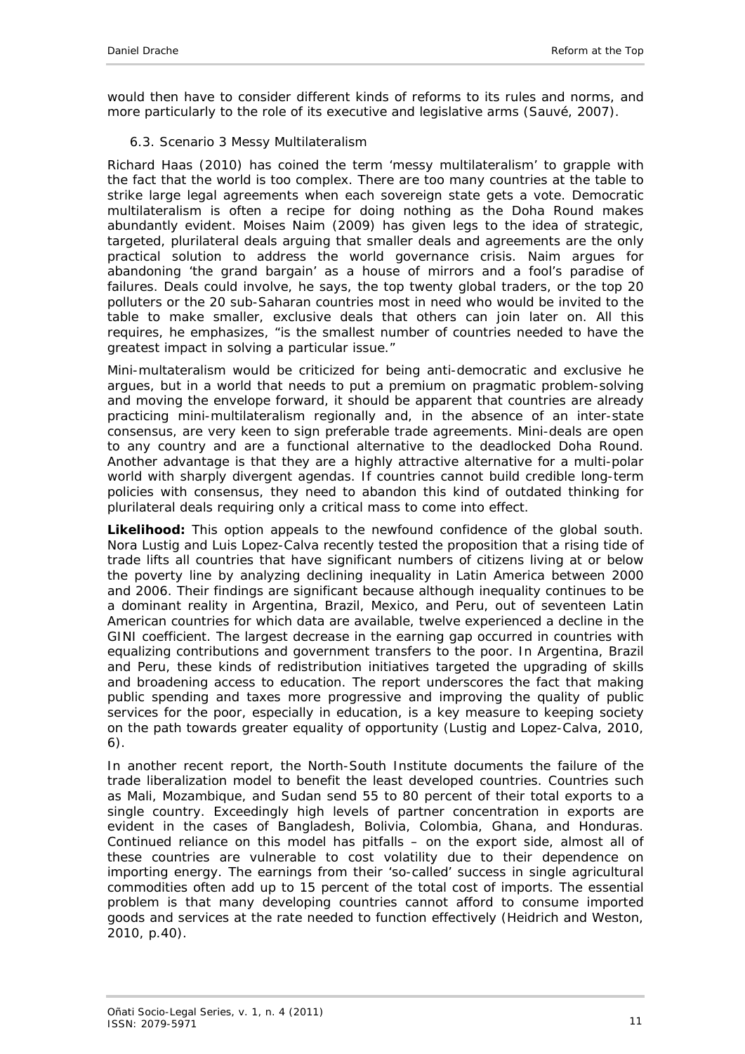would then have to consider different kinds of reforms to its rules and norms, and more particularly to the role of its executive and legislative arms (Sauvé, 2007).

### 6.3. Scenario 3 Messy Multilateralism

Richard Haas (2010) has coined the term 'messy multilateralism' to grapple with the fact that the world is too complex. There are too many countries at the table to strike large legal agreements when each sovereign state gets a vote. Democratic multilateralism is often a recipe for doing nothing as the Doha Round makes abundantly evident. Moises Naim (2009) has given legs to the idea of strategic, targeted, plurilateral deals arguing that smaller deals and agreements are the only practical solution to address the world governance crisis. Naim argues for abandoning 'the grand bargain' as a house of mirrors and a fool's paradise of failures. Deals could involve, he says, the top twenty global traders, or the top 20 polluters or the 20 sub-Saharan countries most in need who would be invited to the table to make smaller, exclusive deals that others can join later on. All this requires, he emphasizes, "is the smallest number of countries needed to have the greatest impact in solving a particular issue."

Mini-multateralism would be criticized for being anti-democratic and exclusive he argues, but in a world that needs to put a premium on pragmatic problem-solving and moving the envelope forward, it should be apparent that countries are already practicing mini-multilateralism regionally and, in the absence of an inter-state consensus, are very keen to sign preferable trade agreements. Mini-deals are open to any country and are a functional alternative to the deadlocked Doha Round. Another advantage is that they are a highly attractive alternative for a multi-polar world with sharply divergent agendas. If countries cannot build credible long-term policies with consensus, they need to abandon this kind of outdated thinking for plurilateral deals requiring only a critical mass to come into effect.

**Likelihood:** This option appeals to the newfound confidence of the global south. Nora Lustig and Luis Lopez-Calva recently tested the proposition that a rising tide of trade lifts all countries that have significant numbers of citizens living at or below the poverty line by analyzing declining inequality in Latin America between 2000 and 2006. Their findings are significant because although inequality continues to be a dominant reality in Argentina, Brazil, Mexico, and Peru, out of seventeen Latin American countries for which data are available, twelve experienced a decline in the GINI coefficient. The largest decrease in the earning gap occurred in countries with equalizing contributions and government transfers to the poor. In Argentina, Brazil and Peru, these kinds of redistribution initiatives targeted the upgrading of skills and broadening access to education. The report underscores the fact that making public spending and taxes more progressive and improving the quality of public services for the poor, especially in education, is a key measure to keeping society on the path towards greater equality of opportunity (Lustig and Lopez-Calva, 2010, 6).

In another recent report, the North-South Institute documents the failure of the trade liberalization model to benefit the least developed countries. Countries such as Mali, Mozambique, and Sudan send 55 to 80 percent of their total exports to a single country. Exceedingly high levels of partner concentration in exports are evident in the cases of Bangladesh, Bolivia, Colombia, Ghana, and Honduras. Continued reliance on this model has pitfalls – on the export side, almost all of these countries are vulnerable to cost volatility due to their dependence on importing energy. The earnings from their 'so-called' success in single agricultural commodities often add up to 15 percent of the total cost of imports. The essential problem is that many developing countries cannot afford to consume imported goods and services at the rate needed to function effectively (Heidrich and Weston, 2010, p.40).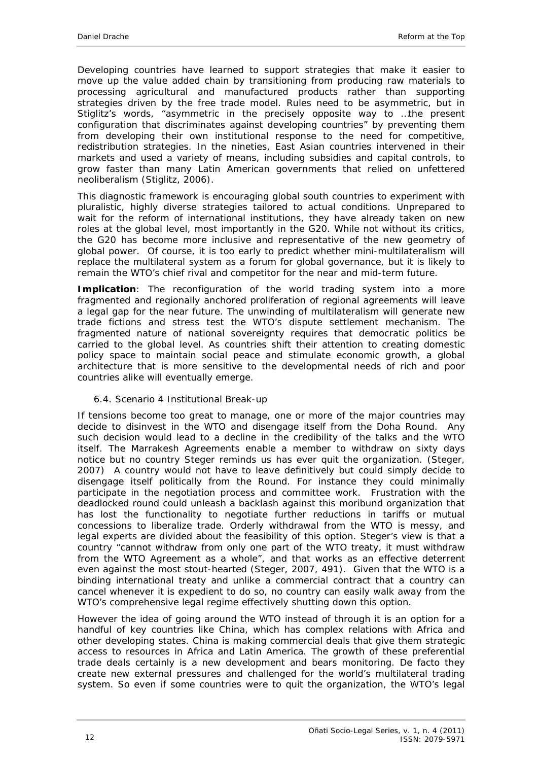Developing countries have learned to support strategies that make it easier to move up the value added chain by transitioning from producing raw materials to processing agricultural and manufactured products rather than supporting strategies driven by the free trade model. Rules need to be asymmetric, but in Stiglitz's words, "asymmetric in the precisely opposite way to …the present configuration that discriminates against developing countries" by preventing them from developing their own institutional response to the need for competitive, redistribution strategies. In the nineties, East Asian countries intervened in their markets and used a variety of means, including subsidies and capital controls, to grow faster than many Latin American governments that relied on unfettered neoliberalism (Stiglitz, 2006).

This diagnostic framework is encouraging global south countries to experiment with pluralistic, highly diverse strategies tailored to actual conditions. Unprepared to wait for the reform of international institutions, they have already taken on new roles at the global level, most importantly in the G20. While not without its critics, the G20 has become more inclusive and representative of the new geometry of global power. Of course, it is too early to predict whether mini-multilateralism will replace the multilateral system as a forum for global governance, but it is likely to remain the WTO's chief rival and competitor for the near and mid-term future.

**Implication**: The reconfiguration of the world trading system into a more fragmented and regionally anchored proliferation of regional agreements will leave a legal gap for the near future. The unwinding of multilateralism will generate new trade fictions and stress test the WTO's dispute settlement mechanism. The fragmented nature of national sovereignty requires that democratic politics be carried to the global level. As countries shift their attention to creating domestic policy space to maintain social peace and stimulate economic growth, a global architecture that is more sensitive to the developmental needs of rich and poor countries alike will eventually emerge.

### 6.4. Scenario 4 Institutional Break-up

If tensions become too great to manage, one or more of the major countries may decide to disinvest in the WTO and disengage itself from the Doha Round. Any such decision would lead to a decline in the credibility of the talks and the WTO itself. The Marrakesh Agreements enable a member to withdraw on sixty days notice but no country Steger reminds us has ever quit the organization. (Steger, 2007) A country would not have to leave definitively but could simply decide to disengage itself politically from the Round. For instance they could minimally participate in the negotiation process and committee work. Frustration with the deadlocked round could unleash a backlash against this moribund organization that has lost the functionality to negotiate further reductions in tariffs or mutual concessions to liberalize trade. Orderly withdrawal from the WTO is messy, and legal experts are divided about the feasibility of this option. Steger's view is that a country "cannot withdraw from only one part of the WTO treaty, it must withdraw from the WTO Agreement as a whole", and that works as an effective deterrent even against the most stout-hearted (Steger, 2007, 491). Given that the WTO is a binding international treaty and unlike a commercial contract that a country can cancel whenever it is expedient to do so, no country can easily walk away from the WTO's comprehensive legal regime effectively shutting down this option.

However the idea of going around the WTO instead of through it is an option for a handful of key countries like China, which has complex relations with Africa and other developing states. China is making commercial deals that give them strategic access to resources in Africa and Latin America. The growth of these preferential trade deals certainly is a new development and bears monitoring. De facto they create new external pressures and challenged for the world's multilateral trading system. So even if some countries were to quit the organization, the WTO's legal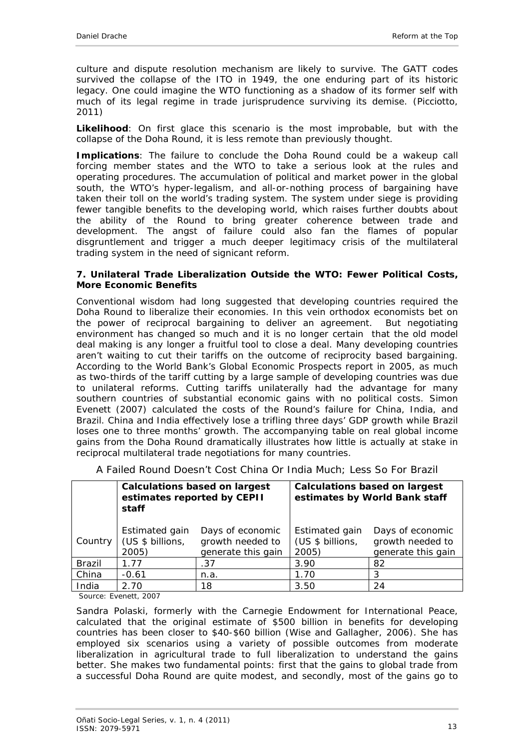culture and dispute resolution mechanism are likely to survive. The GATT codes survived the collapse of the ITO in 1949, the one enduring part of its historic legacy. One could imagine the WTO functioning as a shadow of its former self with much of its legal regime in trade jurisprudence surviving its demise. (Picciotto, 2011)

**Likelihood**: On first glace this scenario is the most improbable, but with the collapse of the Doha Round, it is less remote than previously thought.

**Implications**: The failure to conclude the Doha Round could be a wakeup call forcing member states and the WTO to take a serious look at the rules and operating procedures. The accumulation of political and market power in the global south, the WTO's hyper-legalism, and all-or-nothing process of bargaining have taken their toll on the world's trading system. The system under siege is providing fewer tangible benefits to the developing world, which raises further doubts about the ability of the Round to bring greater coherence between trade and development. The angst of failure could also fan the flames of popular disgruntlement and trigger a much deeper legitimacy crisis of the multilateral trading system in the need of signicant reform.

#### 7. Unilateral Trade Liberalization Outside the WTO: Fewer Political Costs, More Economic Benefits

Conventional wisdom had long suggested that developing countries required the Doha Round to liberalize their economies. In this vein orthodox economists bet on the power of reciprocal bargaining to deliver an agreement. But negotiating environment has changed so much and it is no longer certain that the old model deal making is any longer a fruitful tool to close a deal. Many developing countries aren't waiting to cut their tariffs on the outcome of reciprocity based bargaining. According to the World Bank's Global Economic Prospects report in 2005, as much as two-thirds of the tariff cutting by a large sample of developing countries was due to unilateral reforms. Cutting tariffs unilaterally had the advantage for many southern countries of substantial economic gains with no political costs. Simon Evenett (2007) calculated the costs of the Round's failure for China, India, and Brazil. China and India effectively lose a trifling three days' GDP growth while Brazil loses one to three months' growth. The accompanying table on real global income gains from the Doha Round dramatically illustrates how little is actually at stake in reciprocal multilateral trade negotiations for many countries.

A Failed Round Doesn't Cost China Or India Much; Less So For Brazil

| | **Calculations based on largest estimates reported by CEPII staff** | | **Calculations based on largest estimates by World Bank staff** | |
|---|---|---|---|---|
| Country | Estimated gain (US $ billions, 2005) | Days of economic growth needed to generate this gain | Estimated gain (US $ billions, 2005) | Days of economic growth needed to generate this gain |
| Brazil | 1.77 | .37 | 3.90 | 82 |
| China | -0.61 | n.a. | 1.70 | 3 |
| India | 2.70 | 18 | 3.50 | 24 |

Source: Evenett, 2007

Sandra Polaski, formerly with the Carnegie Endowment for International Peace, calculated that the original estimate of $500 billion in benefits for developing countries has been closer to $40-$60 billion (Wise and Gallagher, 2006). She has employed six scenarios using a variety of possible outcomes from moderate liberalization in agricultural trade to full liberalization to understand the gains better. She makes two fundamental points: first that the gains to global trade from a successful Doha Round are quite modest, and secondly, most of the gains go to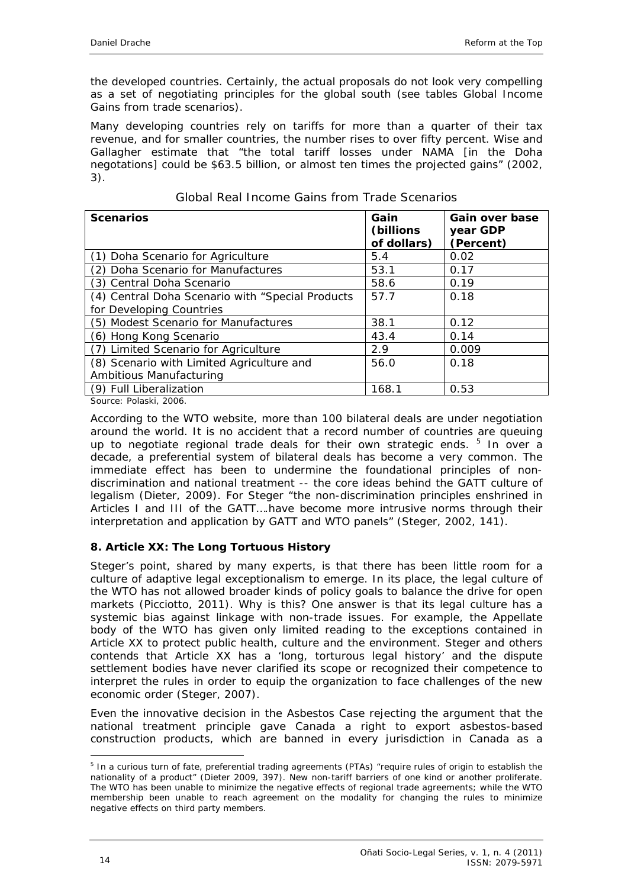the developed countries. Certainly, the actual proposals do not look very compelling as a set of negotiating principles for the global south (see tables Global Income Gains from trade scenarios).

Many developing countries rely on tariffs for more than a quarter of their tax revenue, and for smaller countries, the number rises to over fifty percent. Wise and Gallagher estimate that "the total tariff losses under NAMA [in the Doha negotations] could be $63.5 billion, or almost ten times the projected gains" (2002, 3).

Global Real Income Gains from Trade Scenarios

| Scenarios | Gain (billions of dollars) | Gain over base year GDP (Percent) |
|---|---|---|
| (1) Doha Scenario for Agriculture | 5.4 | 0.02 |
| (2) Doha Scenario for Manufactures | 53.1 | 0.17 |
| (3) Central Doha Scenario | 58.6 | 0.19 |
| (4) Central Doha Scenario with "Special Products for Developing Countries | 57.7 | 0.18 |
| (5) Modest Scenario for Manufactures | 38.1 | 0.12 |
| (6) Hong Kong Scenario | 43.4 | 0.14 |
| (7) Limited Scenario for Agriculture | 2.9 | 0.009 |
| (8) Scenario with Limited Agriculture and Ambitious Manufacturing | 56.0 | 0.18 |
| (9) Full Liberalization | 168.1 | 0.53 |

Source: Polaski, 2006.

According to the WTO website, more than 100 bilateral deals are under negotiation around the world. It is no accident that a record number of countries are queuing up to negotiate regional trade deals for their own strategic ends. [5] In over a decade, a preferential system of bilateral deals has become a very common. The immediate effect has been to undermine the foundational principles of non-discrimination and national treatment -- the core ideas behind the GATT culture of legalism (Dieter, 2009). For Steger "the non-discrimination principles enshrined in Articles I and III of the GATT….have become more intrusive norms through their interpretation and application by GATT and WTO panels" (Steger, 2002, 141).

### 8. Article XX: The Long Tortuous History

Steger's point, shared by many experts, is that there has been little room for a culture of adaptive legal exceptionalism to emerge. In its place, the legal culture of the WTO has not allowed broader kinds of policy goals to balance the drive for open markets (Picciotto, 2011). Why is this? One answer is that its legal culture has a systemic bias against linkage with non-trade issues. For example, the Appellate body of the WTO has given only limited reading to the exceptions contained in Article XX to protect public health, culture and the environment. Steger and others contends that Article XX has a 'long, torturous legal history' and the dispute settlement bodies have never clarified its scope or recognized their competence to interpret the rules in order to equip the organization to face challenges of the new economic order (Steger, 2007).

Even the innovative decision in the Asbestos Case rejecting the argument that the national treatment principle gave Canada a right to export asbestos-based construction products, which are banned in every jurisdiction in Canada as a

[5] In a curious turn of fate, preferential trading agreements (PTAs) "require rules of origin to establish the nationality of a product" (Dieter 2009, 397). New non-tariff barriers of one kind or another proliferate. The WTO has been unable to minimize the negative effects of regional trade agreements; while the WTO membership been unable to reach agreement on the modality for changing the rules to minimize negative effects on third party members.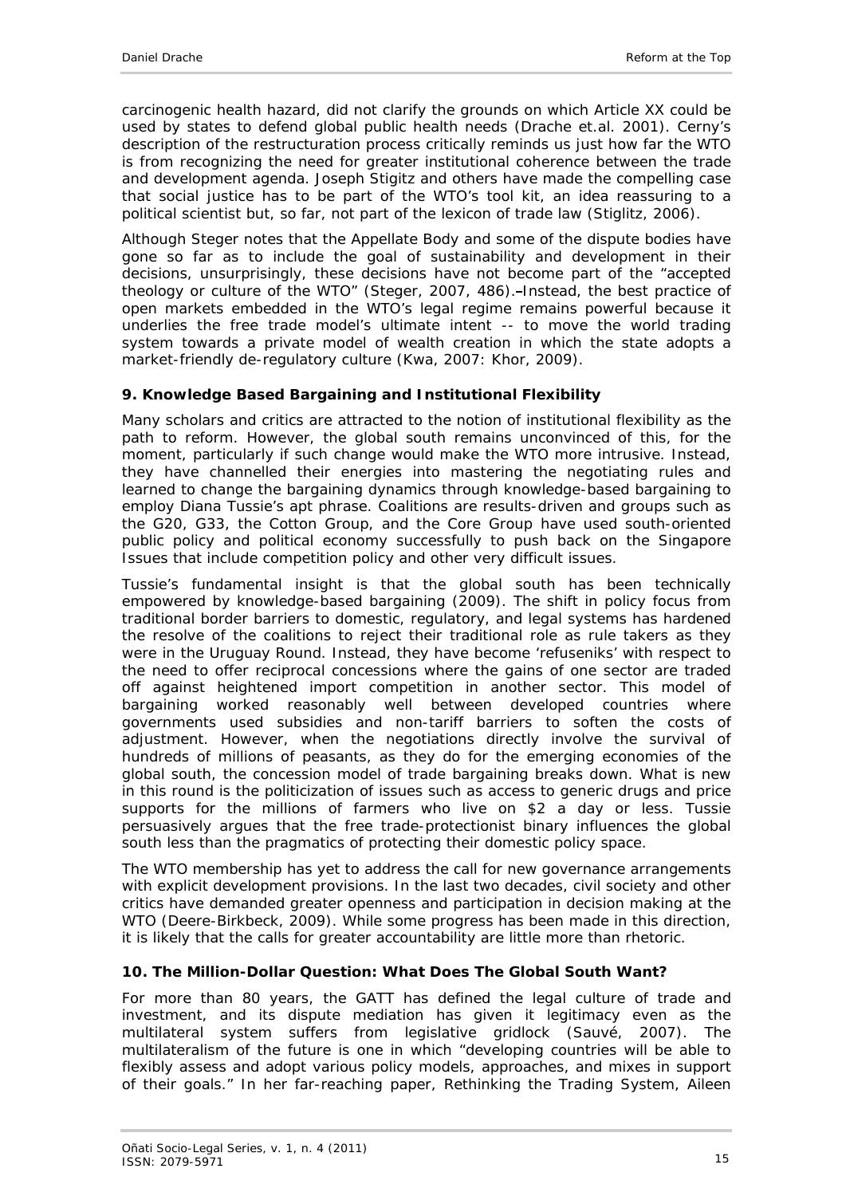carcinogenic health hazard, did not clarify the grounds on which Article XX could be used by states to defend global public health needs (Drache et.al. 2001). Cerny's description of the restructuration process critically reminds us just how far the WTO is from recognizing the need for greater institutional coherence between the trade and development agenda. Joseph Stigitz and others have made the compelling case that social justice has to be part of the WTO's tool kit, an idea reassuring to a political scientist but, so far, not part of the lexicon of trade law (Stiglitz, 2006).

Although Steger notes that the Appellate Body and some of the dispute bodies have gone so far as to include the goal of sustainability and development in their decisions, unsurprisingly, these decisions have not become part of the "accepted theology or culture of the WTO" (Steger, 2007, 486).–Instead, the best practice of open markets embedded in the WTO's legal regime remains powerful because it underlies the free trade model's ultimate intent -- to move the world trading system towards a private model of wealth creation in which the state adopts a market-friendly de-regulatory culture (Kwa, 2007: Khor, 2009).

### 9. Knowledge Based Bargaining and Institutional Flexibility

Many scholars and critics are attracted to the notion of institutional flexibility as the path to reform. However, the global south remains unconvinced of this, for the moment, particularly if such change would make the WTO more intrusive. Instead, they have channelled their energies into mastering the negotiating rules and learned to change the bargaining dynamics through knowledge-based bargaining to employ Diana Tussie's apt phrase. Coalitions are results-driven and groups such as the G20, G33, the Cotton Group, and the Core Group have used south-oriented public policy and political economy successfully to push back on the Singapore Issues that include competition policy and other very difficult issues.

Tussie's fundamental insight is that the global south has been technically empowered by knowledge-based bargaining (2009). The shift in policy focus from traditional border barriers to domestic, regulatory, and legal systems has hardened the resolve of the coalitions to reject their traditional role as rule takers as they were in the Uruguay Round. Instead, they have become 'refuseniks' with respect to the need to offer reciprocal concessions where the gains of one sector are traded off against heightened import competition in another sector. This model of bargaining worked reasonably well between developed countries where governments used subsidies and non-tariff barriers to soften the costs of adjustment. However, when the negotiations directly involve the survival of hundreds of millions of peasants, as they do for the emerging economies of the global south, the concession model of trade bargaining breaks down. What is new in this round is the politicization of issues such as access to generic drugs and price supports for the millions of farmers who live on $2 a day or less. Tussie persuasively argues that the free trade-protectionist binary influences the global south less than the pragmatics of protecting their domestic policy space.

The WTO membership has yet to address the call for new governance arrangements with explicit development provisions. In the last two decades, civil society and other critics have demanded greater openness and participation in decision making at the WTO (Deere-Birkbeck, 2009). While some progress has been made in this direction, it is likely that the calls for greater accountability are little more than rhetoric.

### 10. The Million-Dollar Question: What Does The Global South Want?

For more than 80 years, the GATT has defined the legal culture of trade and investment, and its dispute mediation has given it legitimacy even as the multilateral system suffers from legislative gridlock (Sauvé, 2007). The multilateralism of the future is one in which "developing countries will be able to flexibly assess and adopt various policy models, approaches, and mixes in support of their goals." In her far-reaching paper, Rethinking the Trading System, Aileen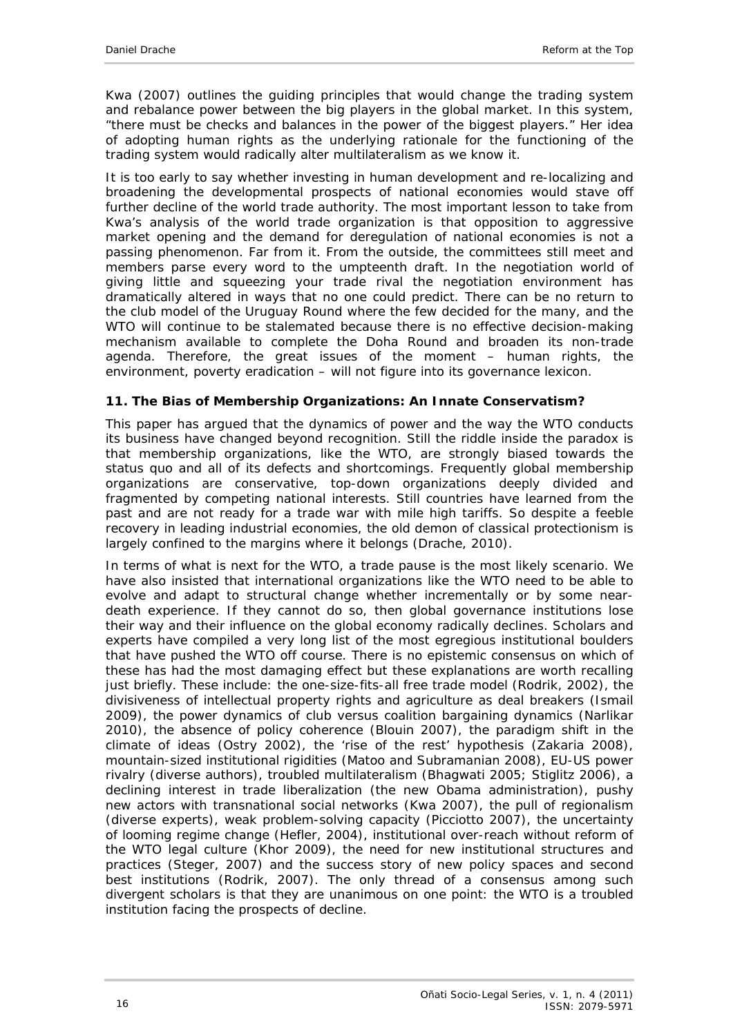Kwa (2007) outlines the guiding principles that would change the trading system and rebalance power between the big players in the global market. In this system, "there must be checks and balances in the power of the biggest players." Her idea of adopting human rights as the underlying rationale for the functioning of the trading system would radically alter multilateralism as we know it.

It is too early to say whether investing in human development and re-localizing and broadening the developmental prospects of national economies would stave off further decline of the world trade authority. The most important lesson to take from Kwa's analysis of the world trade organization is that opposition to aggressive market opening and the demand for deregulation of national economies is not a passing phenomenon. Far from it. From the outside, the committees still meet and members parse every word to the umpteenth draft. In the negotiation world of giving little and squeezing your trade rival the negotiation environment has dramatically altered in ways that no one could predict. There can be no return to the club model of the Uruguay Round where the few decided for the many, and the WTO will continue to be stalemated because there is no effective decision-making mechanism available to complete the Doha Round and broaden its non-trade agenda. Therefore, the great issues of the moment – human rights, the environment, poverty eradication – will not figure into its governance lexicon.

### 11. The Bias of Membership Organizations: An Innate Conservatism?

This paper has argued that the dynamics of power and the way the WTO conducts its business have changed beyond recognition. Still the riddle inside the paradox is that membership organizations, like the WTO, are strongly biased towards the status quo and all of its defects and shortcomings. Frequently global membership organizations are conservative, top-down organizations deeply divided and fragmented by competing national interests. Still countries have learned from the past and are not ready for a trade war with mile high tariffs. So despite a feeble recovery in leading industrial economies, the old demon of classical protectionism is largely confined to the margins where it belongs (Drache, 2010).

In terms of what is next for the WTO, a trade pause is the most likely scenario. We have also insisted that international organizations like the WTO need to be able to evolve and adapt to structural change whether incrementally or by some near-death experience. If they cannot do so, then global governance institutions lose their way and their influence on the global economy radically declines. Scholars and experts have compiled a very long list of the most egregious institutional boulders that have pushed the WTO off course. There is no epistemic consensus on which of these has had the most damaging effect but these explanations are worth recalling just briefly. These include: the one-size-fits-all free trade model (Rodrik, 2002), the divisiveness of intellectual property rights and agriculture as deal breakers (Ismail 2009), the power dynamics of club versus coalition bargaining dynamics (Narlikar 2010), the absence of policy coherence (Blouin 2007), the paradigm shift in the climate of ideas (Ostry 2002), the 'rise of the rest' hypothesis (Zakaria 2008), mountain-sized institutional rigidities (Matoo and Subramanian 2008), EU-US power rivalry (diverse authors), troubled multilateralism (Bhagwati 2005; Stiglitz 2006), a declining interest in trade liberalization (the new Obama administration), pushy new actors with transnational social networks (Kwa 2007), the pull of regionalism (diverse experts), weak problem-solving capacity (Picciotto 2007), the uncertainty of looming regime change (Hefler, 2004), institutional over-reach without reform of the WTO legal culture (Khor 2009), the need for new institutional structures and practices (Steger, 2007) and the success story of new policy spaces and second best institutions (Rodrik, 2007). The only thread of a consensus among such divergent scholars is that they are unanimous on one point: the WTO is a troubled institution facing the prospects of decline.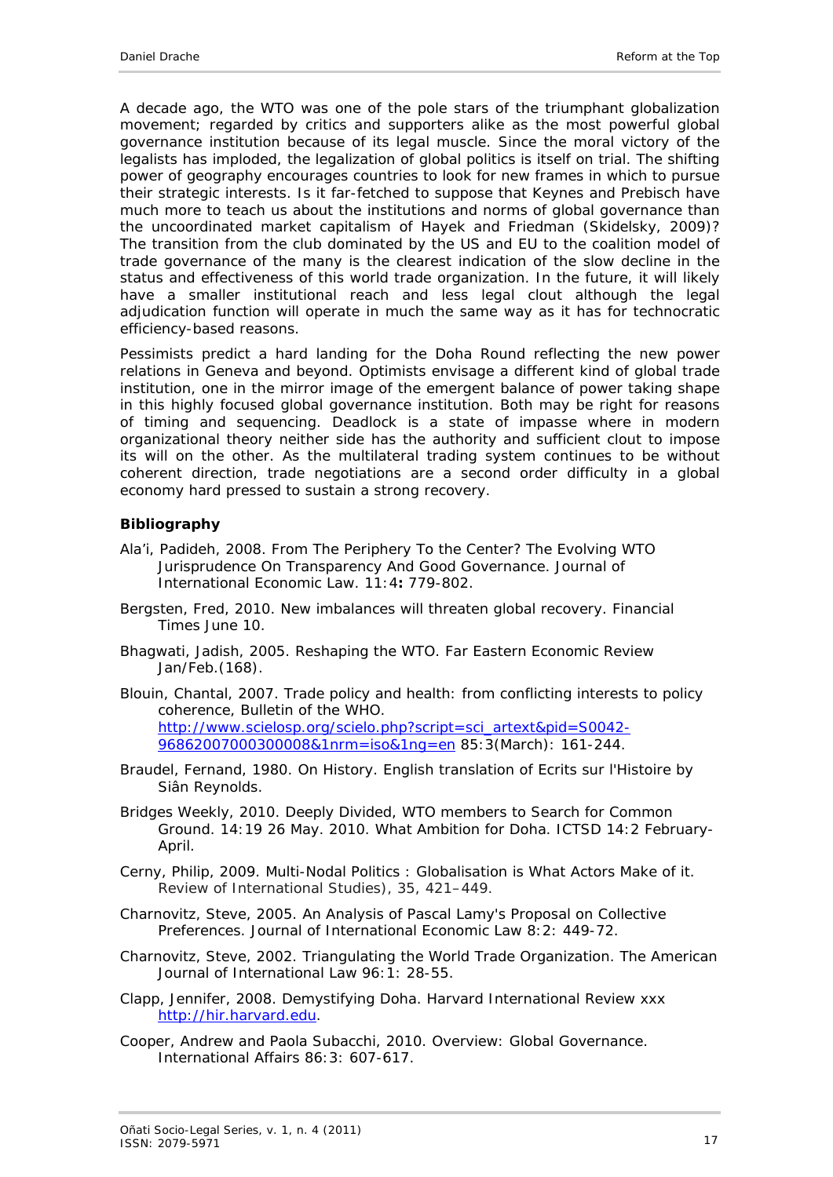A decade ago, the WTO was one of the pole stars of the triumphant globalization movement; regarded by critics and supporters alike as the most powerful global governance institution because of its legal muscle. Since the moral victory of the legalists has imploded, the legalization of global politics is itself on trial. The shifting power of geography encourages countries to look for new frames in which to pursue their strategic interests. Is it far-fetched to suppose that Keynes and Prebisch have much more to teach us about the institutions and norms of global governance than the uncoordinated market capitalism of Hayek and Friedman (Skidelsky, 2009)? The transition from the club dominated by the US and EU to the coalition model of trade governance of the many is the clearest indication of the slow decline in the status and effectiveness of this world trade organization. In the future, it will likely have a smaller institutional reach and less legal clout although the legal adjudication function will operate in much the same way as it has for technocratic efficiency-based reasons.

Pessimists predict a hard landing for the Doha Round reflecting the new power relations in Geneva and beyond. Optimists envisage a different kind of global trade institution, one in the mirror image of the emergent balance of power taking shape in this highly focused global governance institution. Both may be right for reasons of timing and sequencing. Deadlock is a state of impasse where in modern organizational theory neither side has the authority and sufficient clout to impose its will on the other. As the multilateral trading system continues to be without coherent direction, trade negotiations are a second order difficulty in a global economy hard pressed to sustain a strong recovery.

**Bibliography**

Ala'i, Padideh, 2008. From The Periphery To the Center? The Evolving WTO Jurisprudence On Transparency And Good Governance. *Journal of International Economic Law*. 11:4**:** 779-802.

Bergsten, Fred, 2010. New imbalances will threaten global recovery. *Financial Times* June 10.

Bhagwati, Jadish, 2005. Reshaping the WTO. *Far Eastern Economic Review* Jan/Feb.(168).

Blouin, Chantal, 2007. Trade policy and health: from conflicting interests to policy coherence, *Bulletin of the WHO*. http://www.scielosp.org/scielo.php?script=sci_artext&pid=S0042-96862007000300008&1nrm=iso&1ng=en 85:3(March): 161-244.

Braudel, Fernand, 1980. *On History*. English translation of Ecrits sur l'Histoire by Siân Reynolds.

Bridges Weekly, 2010. Deeply Divided, WTO members to Search for Common Ground. 14:19 26 May. 2010. What Ambition for Doha. *ICTSD* 14:2 February-April.

Cerny, Philip, 2009. Multi-Nodal Politics : Globalisation is What Actors Make of it. *Review of International Studies*), 35, 421–449.

Charnovitz, Steve, 2005. An Analysis of Pascal Lamy's Proposal on Collective Preferences. *Journal of International Economic Law* 8:2: 449-72.

Charnovitz, Steve, 2002. Triangulating the World Trade Organization. *The American Journal of International Law* 96:1: 28-55.

Clapp, Jennifer, 2008. Demystifying Doha. *Harvard International Review* xxx http://hir.harvard.edu.

Cooper, Andrew and Paola Subacchi, 2010. Overview: Global Governance. *International Affairs* 86:3: 607-617.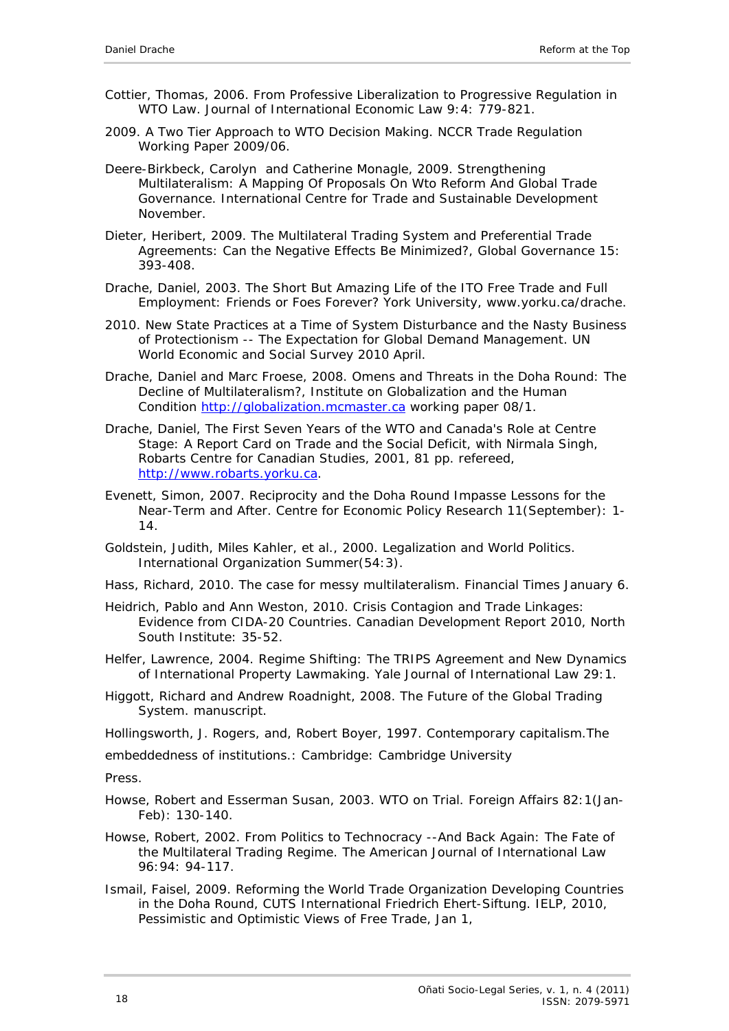Cottier, Thomas, 2006. From Professive Liberalization to Progressive Regulation in WTO Law. Journal of International Economic Law 9:4: 779-821.

2009. A Two Tier Approach to WTO Decision Making. NCCR Trade Regulation Working Paper 2009/06.

Deere-Birkbeck, Carolyn and Catherine Monagle, 2009. Strengthening Multilateralism: A Mapping Of Proposals On Wto Reform And Global Trade Governance. International Centre for Trade and Sustainable Development November.

Dieter, Heribert, 2009. The Multilateral Trading System and Preferential Trade Agreements: Can the Negative Effects Be Minimized?, Global Governance 15: 393-408.

Drache, Daniel, 2003. The Short But Amazing Life of the ITO Free Trade and Full Employment: Friends or Foes Forever? York University, www.yorku.ca/drache.

2010. New State Practices at a Time of System Disturbance and the Nasty Business of Protectionism -- The Expectation for Global Demand Management. UN World Economic and Social Survey 2010 April.

Drache, Daniel and Marc Froese, 2008. Omens and Threats in the Doha Round: The Decline of Multilateralism?, Institute on Globalization and the Human Condition http://globalization.mcmaster.ca working paper 08/1.

Drache, Daniel, The First Seven Years of the WTO and Canada's Role at Centre Stage: A Report Card on Trade and the Social Deficit, with Nirmala Singh, Robarts Centre for Canadian Studies, 2001, 81 pp. refereed, http://www.robarts.yorku.ca.

Evenett, Simon, 2007. Reciprocity and the Doha Round Impasse Lessons for the Near-Term and After. Centre for Economic Policy Research 11(September): 1-14.

Goldstein, Judith, Miles Kahler, et al., 2000. Legalization and World Politics. International Organization Summer(54:3).

Hass, Richard, 2010. The case for messy multilateralism. Financial Times January 6.

Heidrich, Pablo and Ann Weston, 2010. Crisis Contagion and Trade Linkages: Evidence from CIDA-20 Countries. Canadian Development Report 2010, North South Institute: 35-52.

Helfer, Lawrence, 2004. Regime Shifting: The TRIPS Agreement and New Dynamics of International Property Lawmaking. Yale Journal of International Law 29:1.

Higgott, Richard and Andrew Roadnight, 2008. The Future of the Global Trading System. manuscript.

Hollingsworth, J. Rogers, and, Robert Boyer, 1997. Contemporary capitalism.The

embeddedness of institutions.: Cambridge: Cambridge University

Press.

Howse, Robert and Esserman Susan, 2003. WTO on Trial. Foreign Affairs 82:1(Jan-Feb): 130-140.

Howse, Robert, 2002. From Politics to Technocracy --And Back Again: The Fate of the Multilateral Trading Regime. The American Journal of International Law 96:94: 94-117.

Ismail, Faisel, 2009. Reforming the World Trade Organization Developing Countries in the Doha Round, CUTS International Friedrich Ehert-Siftung. IELP, 2010, Pessimistic and Optimistic Views of Free Trade, Jan 1,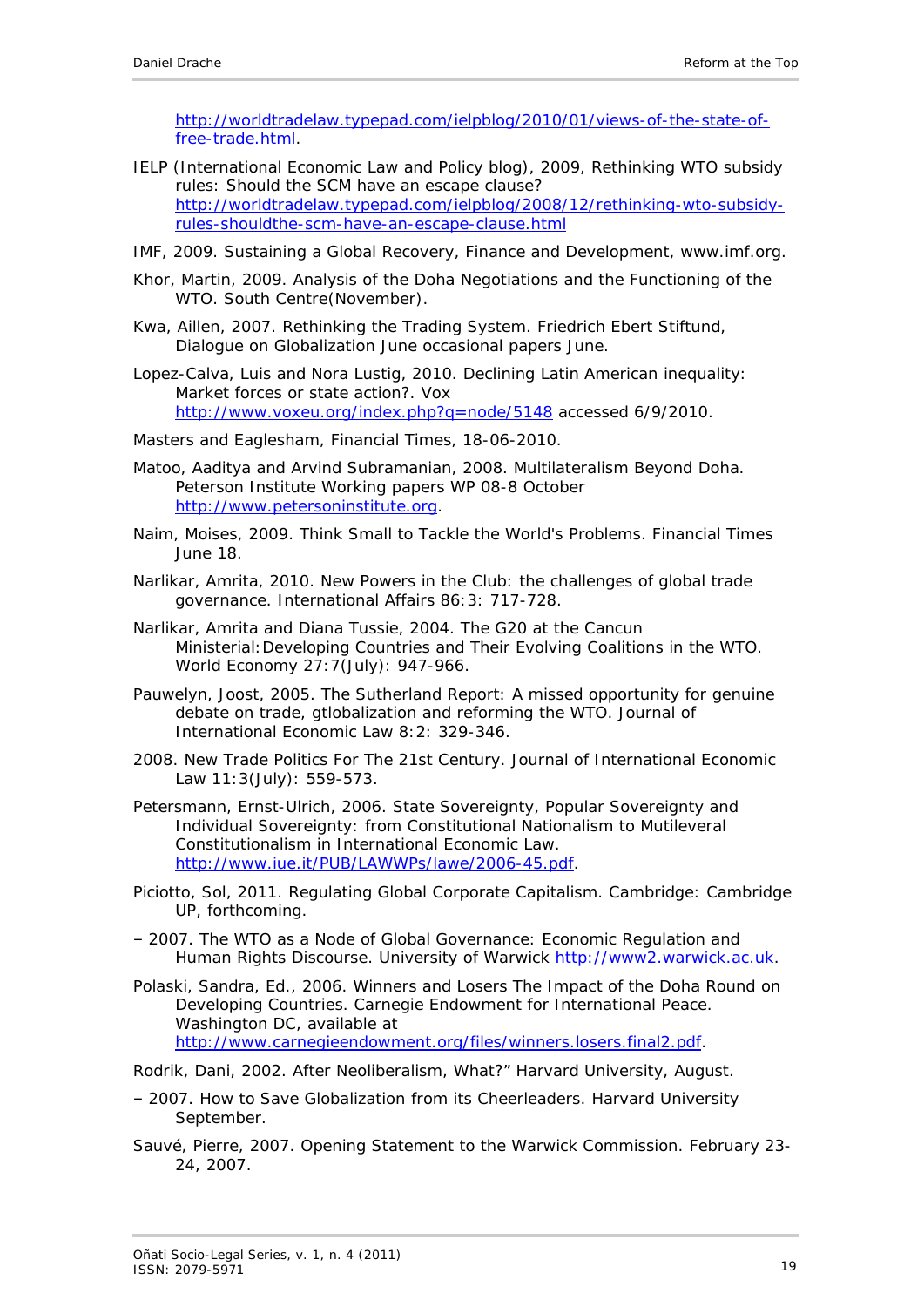http://worldtradelaw.typepad.com/ielpblog/2010/01/views-of-the-state-of-free-trade.html.

IELP (International Economic Law and Policy blog), 2009, Rethinking WTO subsidy rules: Should the SCM have an escape clause? http://worldtradelaw.typepad.com/ielpblog/2008/12/rethinking-wto-subsidy-rules-shouldthe-scm-have-an-escape-clause.html

IMF, 2009. Sustaining a Global Recovery, Finance and Development, www.imf.org.

Khor, Martin, 2009. Analysis of the Doha Negotiations and the Functioning of the WTO. South Centre(November).

Kwa, Aillen, 2007. Rethinking the Trading System. Friedrich Ebert Stiftund, Dialogue on Globalization June occasional papers June.

Lopez-Calva, Luis and Nora Lustig, 2010. Declining Latin American inequality: Market forces or state action?. Vox http://www.voxeu.org/index.php?q=node/5148 accessed 6/9/2010.

Masters and Eaglesham, Financial Times, 18-06-2010.

Matoo, Aaditya and Arvind Subramanian, 2008. Multilateralism Beyond Doha. Peterson Institute Working papers WP 08-8 October http://www.petersoninstitute.org.

Naim, Moises, 2009. Think Small to Tackle the World's Problems. Financial Times June 18.

Narlikar, Amrita, 2010. New Powers in the Club: the challenges of global trade governance. International Affairs 86:3: 717-728.

Narlikar, Amrita and Diana Tussie, 2004. The G20 at the Cancun Ministerial: Developing Countries and Their Evolving Coalitions in the WTO. World Economy 27:7(July): 947-966.

Pauwelyn, Joost, 2005. The Sutherland Report: A missed opportunity for genuine debate on trade, gtlobalization and reforming the WTO. Journal of International Economic Law 8:2: 329-346.

2008. New Trade Politics For The 21st Century. Journal of International Economic Law 11:3(July): 559-573.

Petersmann, Ernst-Ulrich, 2006. State Sovereignty, Popular Sovereignty and Individual Sovereignty: from Constitutional Nationalism to Mutileveral Constitutionalism in International Economic Law. http://www.iue.it/PUB/LAWWPs/lawe/2006-45.pdf.

Piciotto, Sol, 2011. Regulating Global Corporate Capitalism. Cambridge: Cambridge UP, forthcoming.

– 2007. The WTO as a Node of Global Governance: Economic Regulation and Human Rights Discourse. University of Warwick http://www2.warwick.ac.uk.

Polaski, Sandra, Ed., 2006. Winners and Losers The Impact of the Doha Round on Developing Countries. Carnegie Endowment for International Peace. Washington DC, available at http://www.carnegieendowment.org/files/winners.losers.final2.pdf.

Rodrik, Dani, 2002. After Neoliberalism, What?" Harvard University, August.

– 2007. How to Save Globalization from its Cheerleaders. Harvard University September.

Sauvé, Pierre, 2007. Opening Statement to the Warwick Commission. February 23-24, 2007.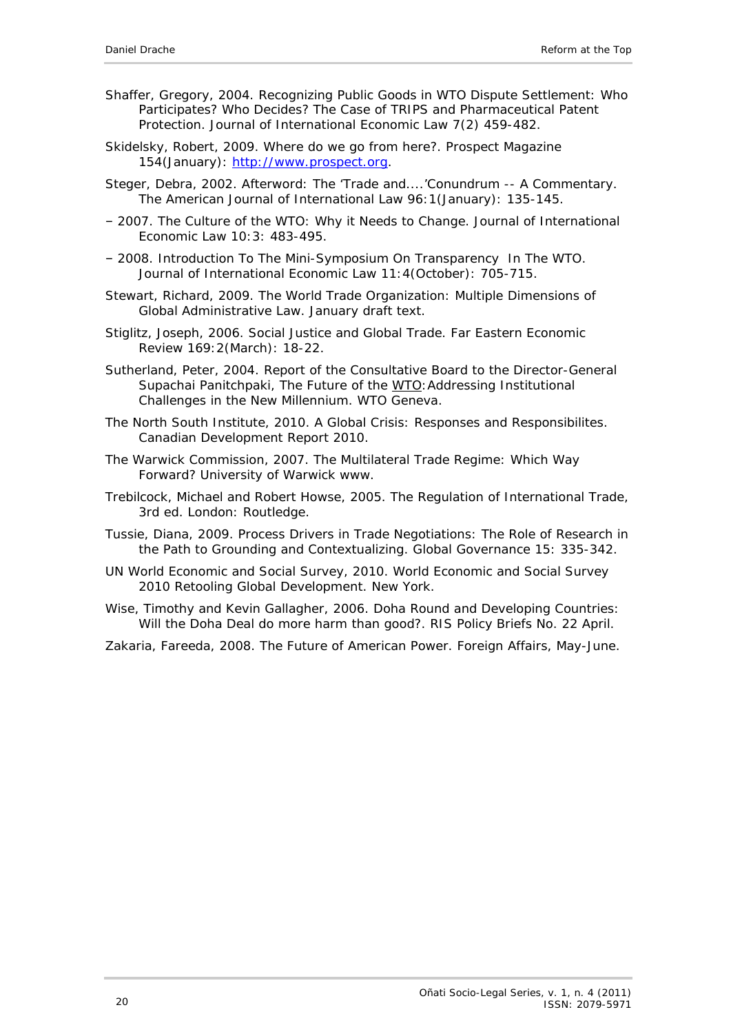Shaffer, Gregory, 2004. Recognizing Public Goods in WTO Dispute Settlement: Who Participates? Who Decides? The Case of TRIPS and Pharmaceutical Patent Protection. Journal of International Economic Law 7(2) 459-482.

Skidelsky, Robert, 2009. Where do we go from here?. Prospect Magazine 154(January): http://www.prospect.org.

Steger, Debra, 2002. Afterword: The 'Trade and....'Conundrum -- A Commentary. The American Journal of International Law 96:1(January): 135-145.

– 2007. The Culture of the WTO: Why it Needs to Change. Journal of International Economic Law 10:3: 483-495.

– 2008. Introduction To The Mini-Symposium On Transparency In The WTO. Journal of International Economic Law 11:4(October): 705-715.

Stewart, Richard, 2009. The World Trade Organization: Multiple Dimensions of Global Administrative Law. January draft text.

Stiglitz, Joseph, 2006. Social Justice and Global Trade. Far Eastern Economic Review 169:2(March): 18-22.

Sutherland, Peter, 2004. Report of the Consultative Board to the Director-General Supachai Panitchpaki, The Future of the WTO:Addressing Institutional Challenges in the New Millennium. WTO Geneva.

The North South Institute, 2010. A Global Crisis: Responses and Responsibilites. Canadian Development Report 2010.

The Warwick Commission, 2007. The Multilateral Trade Regime: Which Way Forward? University of Warwick www.

Trebilcock, Michael and Robert Howse, 2005. The Regulation of International Trade, 3rd ed. London: Routledge.

Tussie, Diana, 2009. Process Drivers in Trade Negotiations: The Role of Research in the Path to Grounding and Contextualizing. Global Governance 15: 335-342.

UN World Economic and Social Survey, 2010. World Economic and Social Survey 2010 Retooling Global Development. New York.

Wise, Timothy and Kevin Gallagher, 2006. Doha Round and Developing Countries: Will the Doha Deal do more harm than good?. RIS Policy Briefs No. 22 April.

Zakaria, Fareeda, 2008. The Future of American Power. Foreign Affairs, May-June.